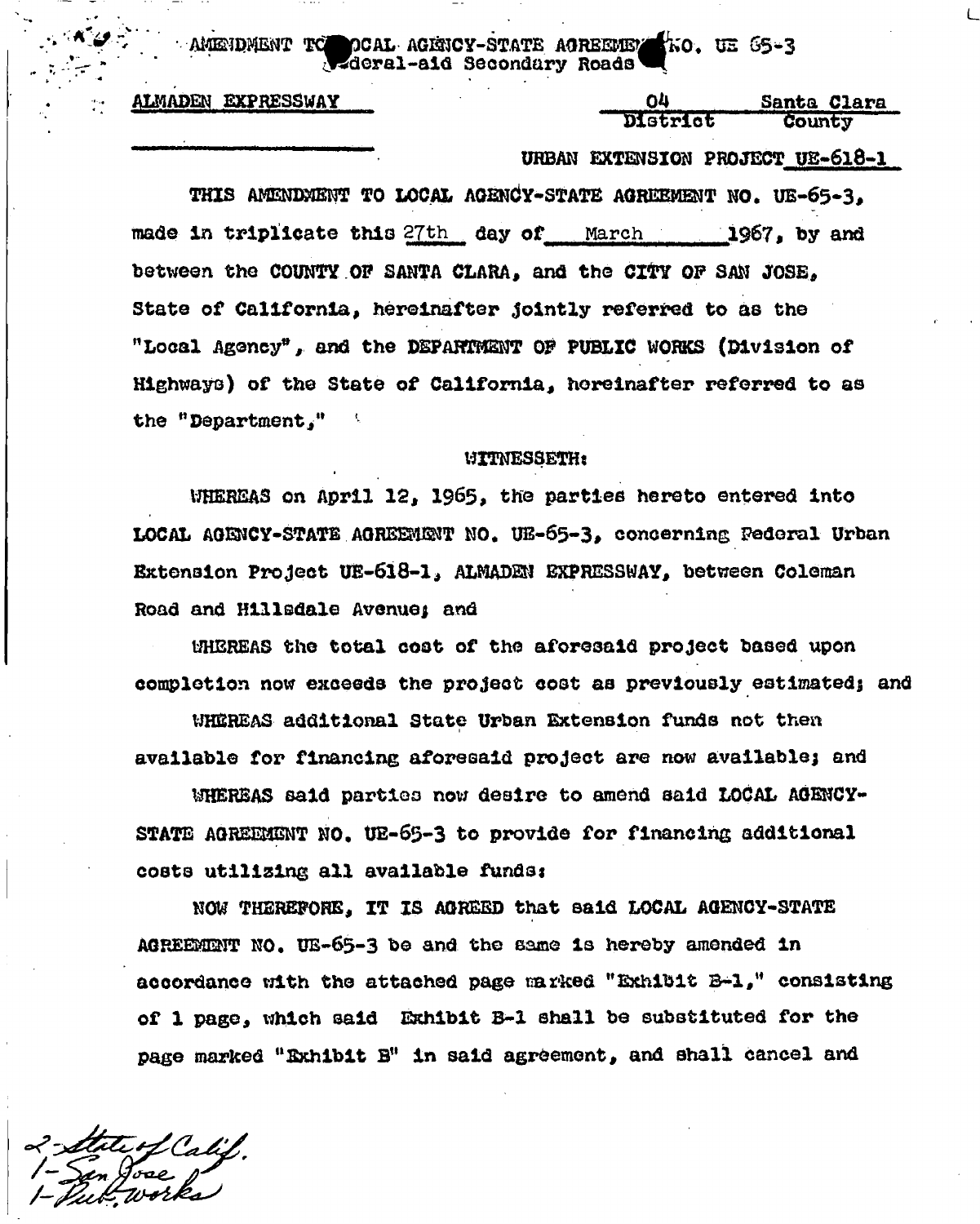AMENDMENT TO LOCAL AGENCY-STATE AGREEMENT NO. UE 65-3
Federal-aid Secondary Roads

ALMADEN EXPRESSWAY

| 04 | Santa Clara |
|---|---|
| District | County |

URBAN EXTENSION PROJECT UE-618-1

THIS AMENDMENT TO LOCAL AGENCY-STATE AGREEMENT NO. UE-65-3, made in triplicate this 27th day of March 1967, by and between the COUNTY OF SANTA CLARA, and the CITY OF SAN JOSE, State of California, hereinafter jointly referred to as the "Local Agency", and the DEPARTMENT OF PUBLIC WORKS (Division of Highways) of the State of California, hereinafter referred to as the "Department,"

WITNESSETH:

WHEREAS on April 12, 1965, the parties hereto entered into LOCAL AGENCY-STATE AGREEMENT NO. UE-65-3, concerning Federal Urban Extension Project UE-618-1, ALMADEN EXPRESSWAY, between Coleman Road and Hillsdale Avenue; and

WHEREAS the total cost of the aforesaid project based upon completion now exceeds the project cost as previously estimated; and

WHEREAS additional State Urban Extension funds not then available for financing aforesaid project are now available; and

WHEREAS said parties now desire to amend said LOCAL AGENCY-STATE AGREEMENT NO. UE-65-3 to provide for financing additional costs utilizing all available funds:

NOW THEREFORE, IT IS AGREED that said LOCAL AGENCY-STATE AGREEMENT NO. UE-65-3 be and the same is hereby amended in accordance with the attached page marked "Exhibit B-1," consisting of 1 page, which said Exhibit B-1 shall be substituted for the page marked "Exhibit B" in said agreement, and shall cancel and

2-State of Calif.
1-San Jose
1-Pub. Works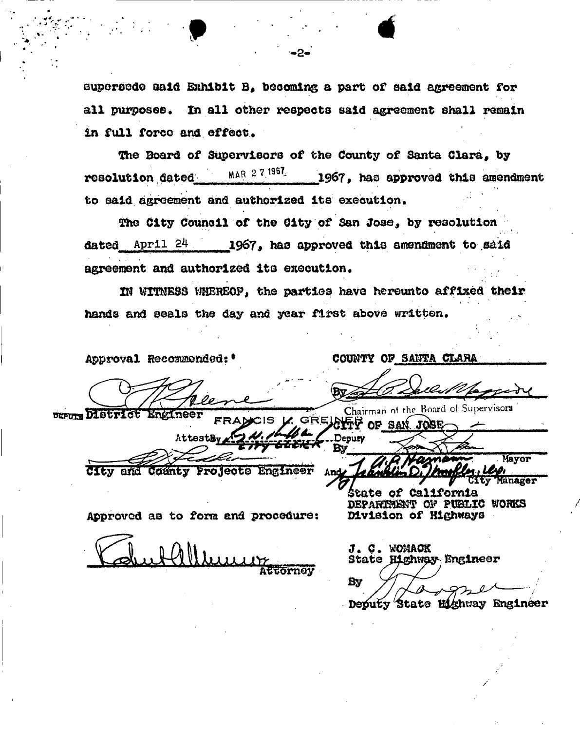supersede said Exhibit B, becoming a part of said agreement for all purposes. In all other respects said agreement shall remain in full force and effect.

The Board of Supervisors of the County of Santa Clara, by resolution dated MAR 27 1967 1967, has approved this amendment to said agreement and authorized its execution.

The City Council of the City of San Jose, by resolution dated April 24 1967, has approved this amendment to said agreement and authorized its execution.

IN WITNESS WHEREOF, the parties have hereunto affixed their hands and seals the day and year first above written.

Approval Recommended:

DEPUTY District Engineer

City and County Projects Engineer

Approved as to form and procedure:

Attorney

COUNTY OF SANTA CLARA

By

Chairman of the Board of Supervisors

FRANCIS K. GREINER

Attest By

Deputy

CITY OF SAN JOSE

By

Mayor

And

City Manager

State of California
DEPARTMENT OF PUBLIC WORKS
Division of Highways

J. C. WOMACK
State Highway Engineer

By

Deputy State Highway Engineer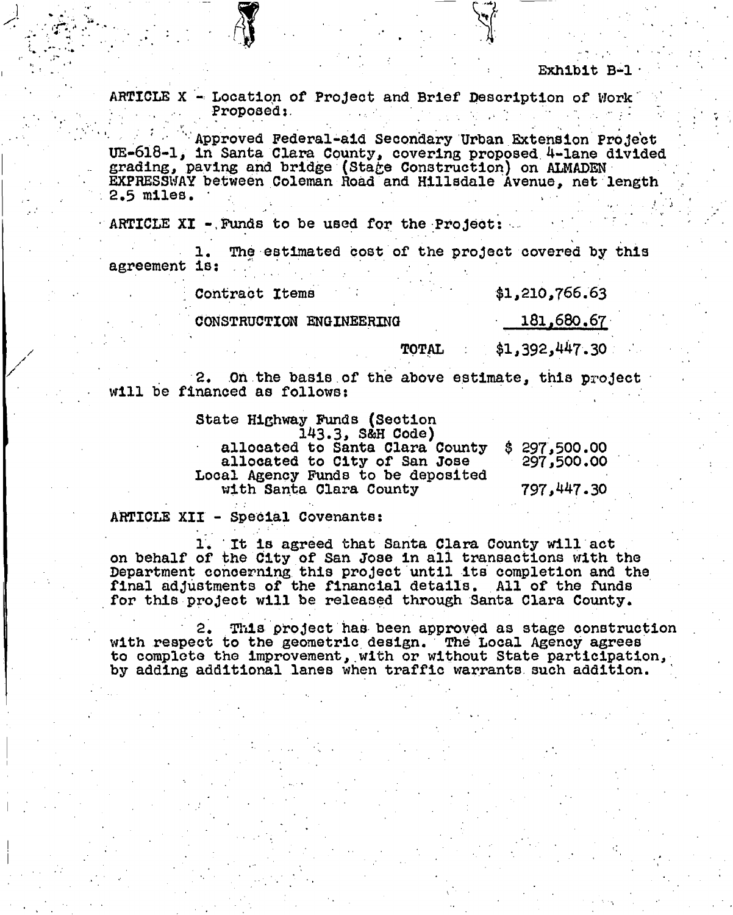Exhibit B-1

ARTICLE X - Location of Project and Brief Description of Work Proposed:

Approved Federal-aid Secondary Urban Extension Project UE-618-1, in Santa Clara County, covering proposed 4-lane divided grading, paving and bridge (Stage Construction) on ALMADEN EXPRESSWAY between Coleman Road and Hillsdale Avenue, net length 2.5 miles.

ARTICLE XI - Funds to be used for the Project:

1. The estimated cost of the project covered by this agreement is:

| | |
|---|---|
| Contract Items | $1,210,766.63 |
| CONSTRUCTION ENGINEERING | 181,680.67 |
| TOTAL | $1,392,447.30 |

2. On the basis of the above estimate, this project will be financed as follows:

| | |
|---|---|
| State Highway Funds (Section 143.3, S&H Code) | |
| allocated to Santa Clara County | $ 297,500.00 |
| allocated to City of San Jose | 297,500.00 |
| Local Agency Funds to be deposited with Santa Clara County | 797,447.30 |

ARTICLE XII - Special Covenants:

1. It is agreed that Santa Clara County will act on behalf of the City of San Jose in all transactions with the Department concerning this project until its completion and the final adjustments of the financial details. All of the funds for this project will be released through Santa Clara County.

2. This project has been approved as stage construction with respect to the geometric design. The Local Agency agrees to complete the improvement, with or without State participation, by adding additional lanes when traffic warrants such addition.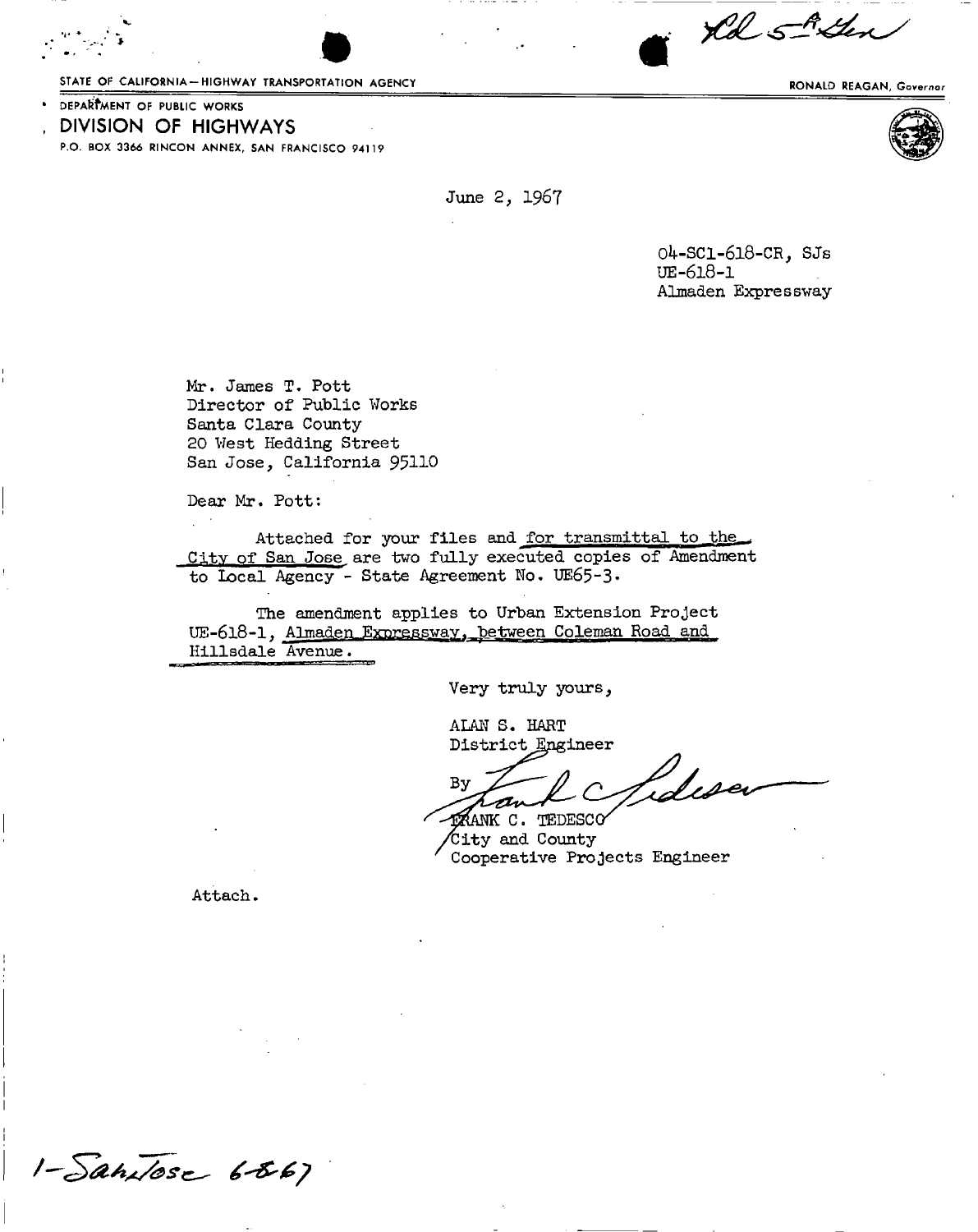Rd 5-A Gen

STATE OF CALIFORNIA—HIGHWAY TRANSPORTATION AGENCY

RONALD REAGAN, Governor

DEPARTMENT OF PUBLIC WORKS

## DIVISION OF HIGHWAYS

P.O. BOX 3366 RINCON ANNEX, SAN FRANCISCO 94119

June 2, 1967

04-SCl-618-CR, SJs
UE-618-1
Almaden Expressway

Mr. James T. Pott
Director of Public Works
Santa Clara County
20 West Hedding Street
San Jose, California 95110

Dear Mr. Pott:

Attached for your files and for transmittal to the City of San Jose are two fully executed copies of Amendment to Local Agency - State Agreement No. UE65-3.

The amendment applies to Urban Extension Project UE-618-1, Almaden Expressway, between Coleman Road and Hillsdale Avenue.

Very truly yours,

ALAN S. HART
District Engineer

By *Frank C. Tedesco*
FRANK C. TEDESCO
City and County
Cooperative Projects Engineer

Attach.

1-San Jose 6-8-67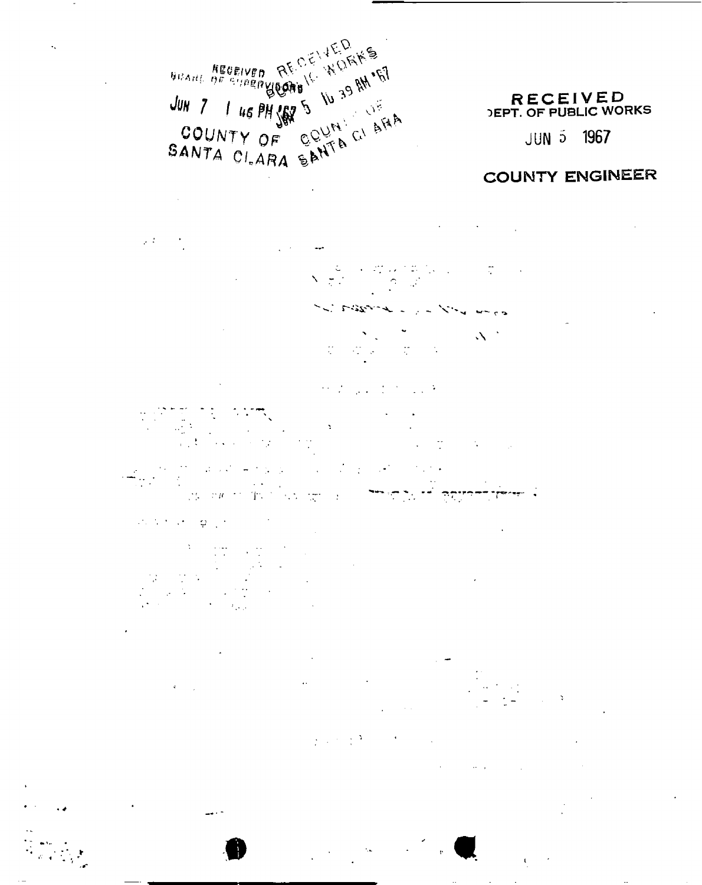RECEIVED BOARD OF SUPERVISORS

JUN 7 1 46 PM '67

COUNTY OF SANTA CLARA

RECEIVED PUBLIC WORKS

JUN 5 10 39 AM '67

COUNTY OF SANTA CLARA

RECEIVED
DEPT. OF PUBLIC WORKS

JUN 5 1967

COUNTY ENGINEER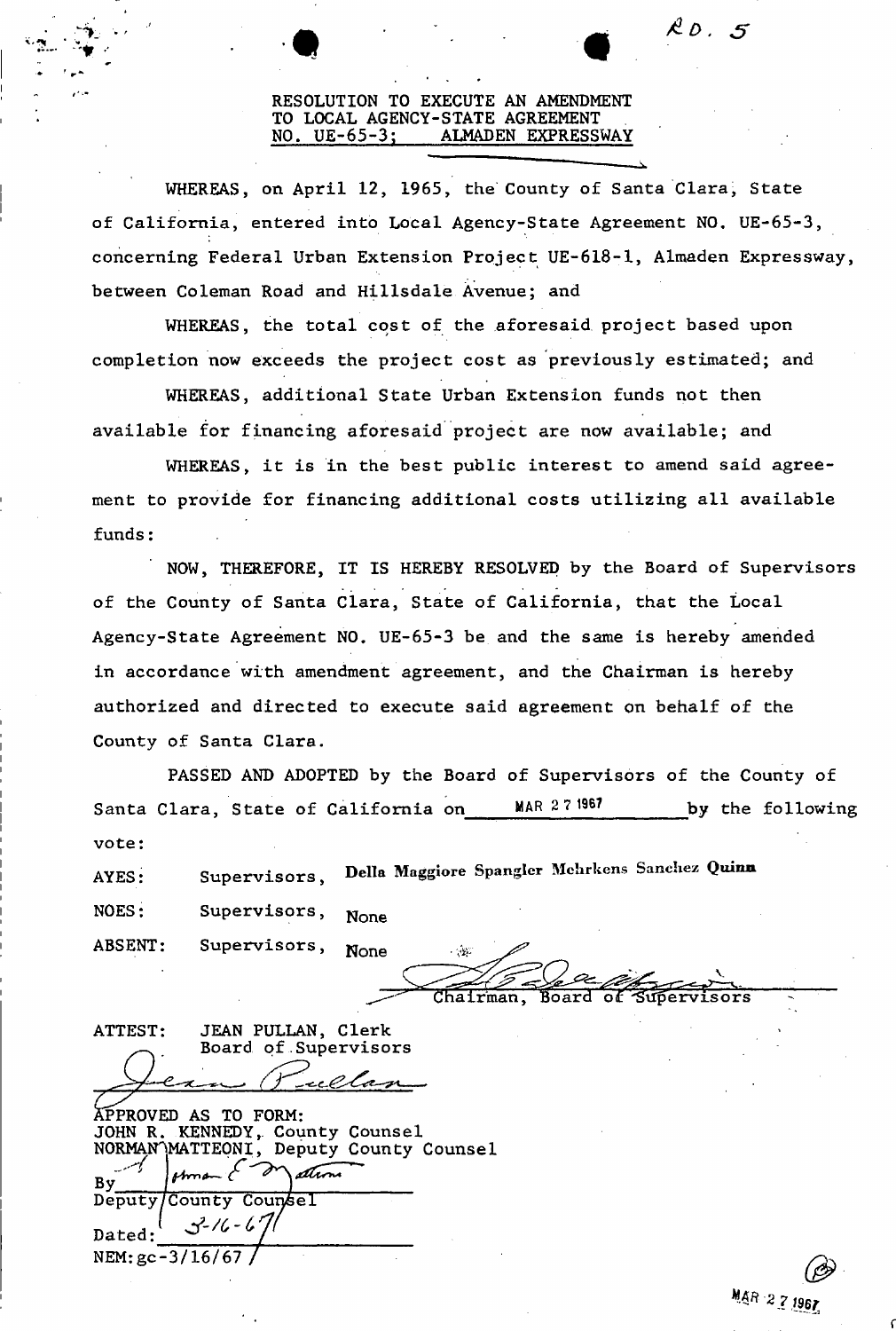RD. 5

# RESOLUTION TO EXECUTE AN AMENDMENT TO LOCAL AGENCY-STATE AGREEMENT NO. UE-65-3; ALMADEN EXPRESSWAY

WHEREAS, on April 12, 1965, the County of Santa Clara, State of California, entered into Local Agency-State Agreement NO. UE-65-3, concerning Federal Urban Extension Project UE-618-1, Almaden Expressway, between Coleman Road and Hillsdale Avenue; and

WHEREAS, the total cost of the aforesaid project based upon completion now exceeds the project cost as previously estimated; and

WHEREAS, additional State Urban Extension funds not then available for financing aforesaid project are now available; and

WHEREAS, it is in the best public interest to amend said agreement to provide for financing additional costs utilizing all available funds:

NOW, THEREFORE, IT IS HEREBY RESOLVED by the Board of Supervisors of the County of Santa Clara, State of California, that the Local Agency-State Agreement NO. UE-65-3 be and the same is hereby amended in accordance with amendment agreement, and the Chairman is hereby authorized and directed to execute said agreement on behalf of the County of Santa Clara.

PASSED AND ADOPTED by the Board of Supervisors of the County of Santa Clara, State of California on MAR 27 1967 by the following vote:

AYES: Supervisors, Della Maggiore Spangler Mehrkens Sanchez Quinn

NOES: Supervisors, None

ABSENT: Supervisors, None

Chairman, Board of Supervisors

ATTEST: JEAN PULLAN, Clerk
Board of Supervisors

Jean Pullan

APPROVED AS TO FORM:
JOHN R. KENNEDY, County Counsel
NORMAN MATTEONI, Deputy County Counsel

By Norman E. Matteoni
Deputy County Counsel

Dated: 3-16-67

NEM:gc-3/16/67

MAR 27 1967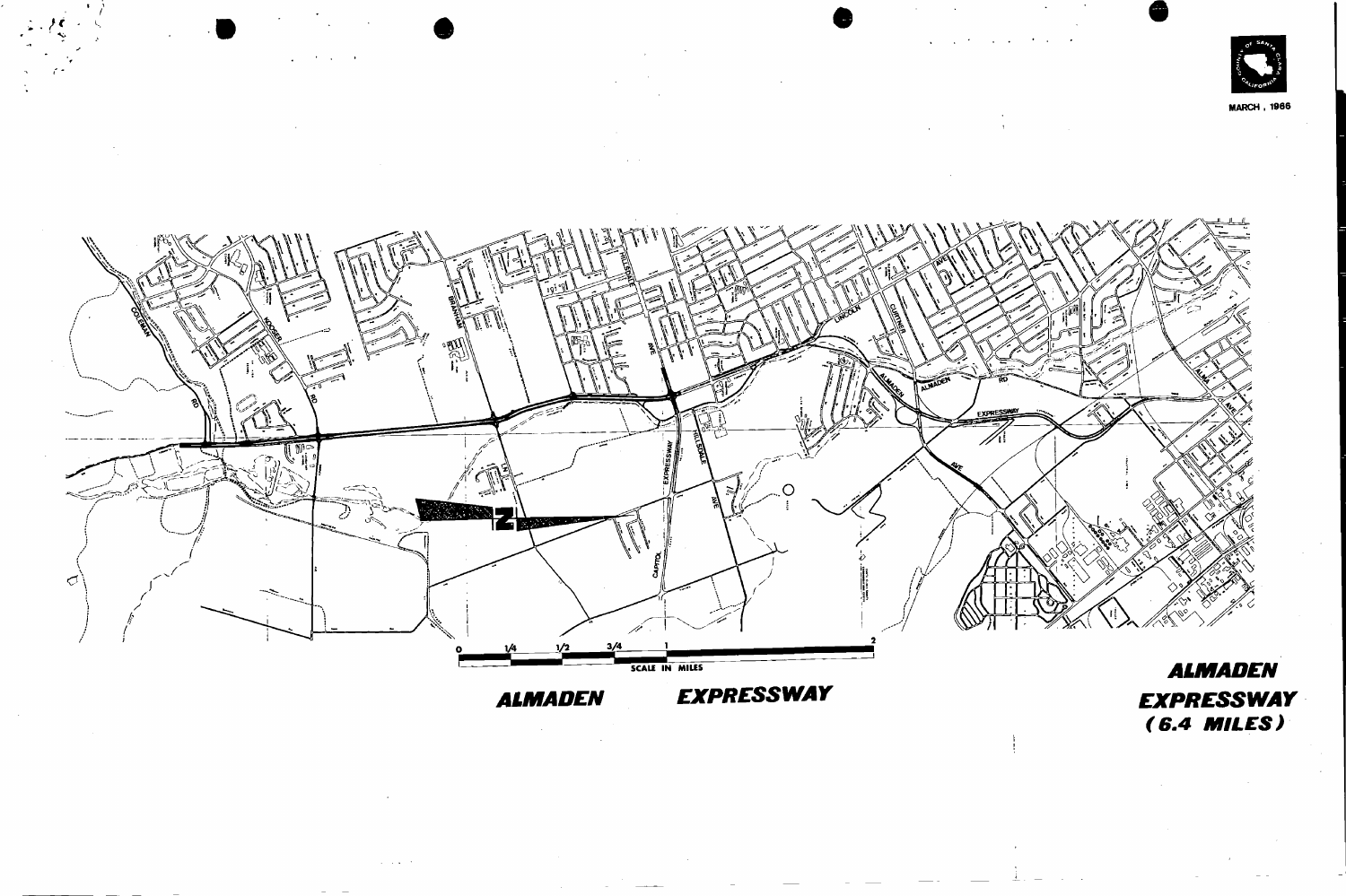MARCH, 1966

ALMADEN EXPRESSWAY

SCALE IN MILES

## ALMADEN EXPRESSWAY (6.4 MILES)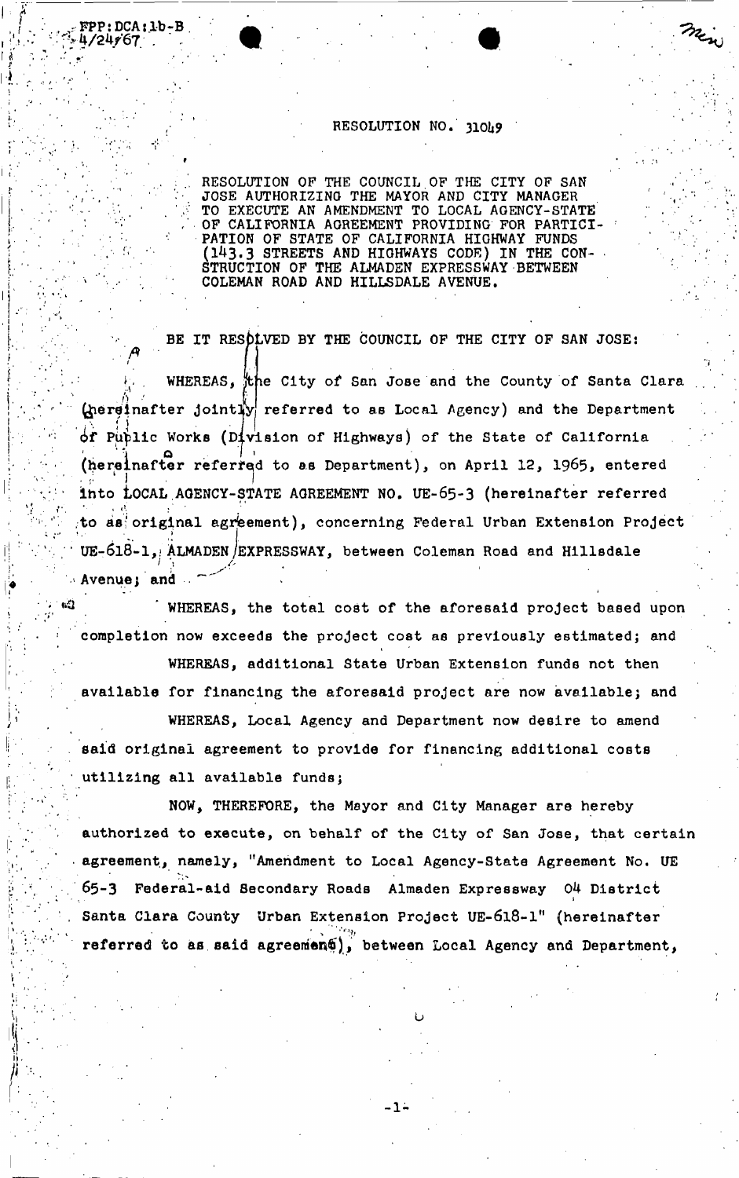FPP:DCA:lb-B
4/24/67

# RESOLUTION NO. 31049

RESOLUTION OF THE COUNCIL OF THE CITY OF SAN JOSE AUTHORIZING THE MAYOR AND CITY MANAGER TO EXECUTE AN AMENDMENT TO LOCAL AGENCY-STATE OF CALIFORNIA AGREEMENT PROVIDING FOR PARTICIPATION OF STATE OF CALIFORNIA HIGHWAY FUNDS (143.3 STREETS AND HIGHWAYS CODE) IN THE CONSTRUCTION OF THE ALMADEN EXPRESSWAY BETWEEN COLEMAN ROAD AND HILLSDALE AVENUE.

BE IT RESOLVED BY THE COUNCIL OF THE CITY OF SAN JOSE:

WHEREAS, the City of San Jose and the County of Santa Clara (hereinafter jointly referred to as Local Agency) and the Department of Public Works (Division of Highways) of the State of California (hereinafter referred to as Department), on April 12, 1965, entered into LOCAL AGENCY-STATE AGREEMENT NO. UE-65-3 (hereinafter referred to as original agreement), concerning Federal Urban Extension Project UE-618-1, ALMADEN EXPRESSWAY, between Coleman Road and Hillsdale Avenue; and

WHEREAS, the total cost of the aforesaid project based upon completion now exceeds the project cost as previously estimated; and

WHEREAS, additional State Urban Extension funds not then available for financing the aforesaid project are now available; and

WHEREAS, Local Agency and Department now desire to amend said original agreement to provide for financing additional costs utilizing all available funds;

NOW, THEREFORE, the Mayor and City Manager are hereby authorized to execute, on behalf of the City of San Jose, that certain agreement, namely, "Amendment to Local Agency-State Agreement No. UE 65-3 Federal-aid Secondary Roads Almaden Expressway 04 District Santa Clara County Urban Extension Project UE-618-1" (hereinafter referred to as said agreement), between Local Agency and Department,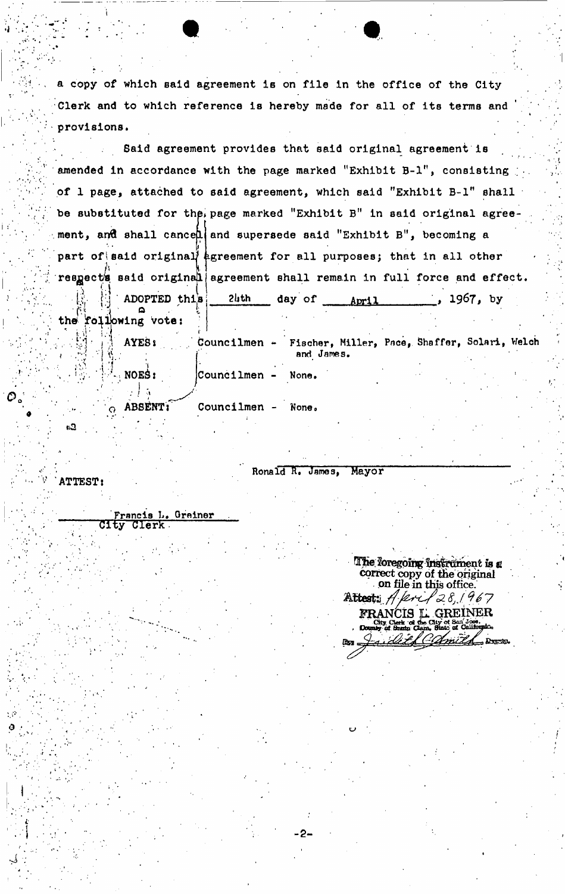a copy of which said agreement is on file in the office of the City Clerk and to which reference is hereby made for all of its terms and provisions.

Said agreement provides that said original agreement is amended in accordance with the page marked "Exhibit B-1", consisting of 1 page, attached to said agreement, which said "Exhibit B-1" shall be substituted for the page marked "Exhibit B" in said original agreement, and shall cancel and supersede said "Exhibit B", becoming a part of said original agreement for all purposes; that in all other respects said original agreement shall remain in full force and effect.

ADOPTED this 24th day of April, 1967, by the following vote:

AYES: Councilmen - Fischer, Miller, Pace, Shaffer, Solari, Welch and James.

NOES: Councilmen - None.

ABSENT: Councilmen - None.

Ronald R. James, Mayor

ATTEST:

Francis L. Greiner
City Clerk

The foregoing instrument is a correct copy of the original on file in this office.
Attest: April 28, 1967
FRANCIS L. GREINER
City Clerk of the City of San Jose, County of Santa Clara, State of California.
By Judith C Smith Deputy.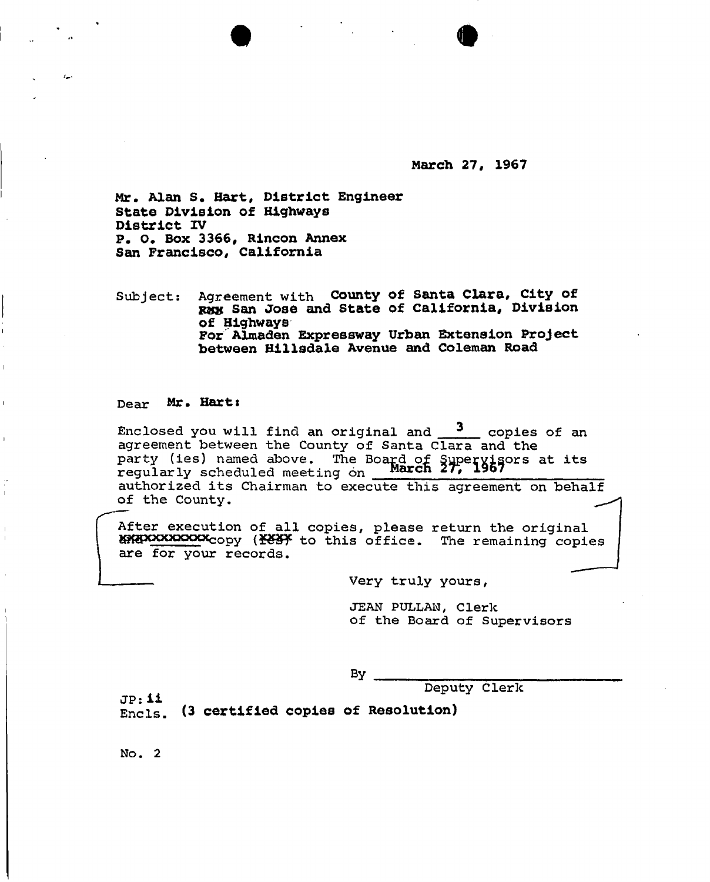March 27, 1967

Mr. Alan S. Hart, District Engineer
State Division of Highways
District IV
P. O. Box 3366, Rincon Annex
San Francisco, California

Subject: Agreement with County of Santa Clara, City of xxx San Jose and State of California, Division of Highways
For Almaden Expressway Urban Extension Project between Hillsdale Avenue and Coleman Road

Dear Mr. Hart:

Enclosed you will find an original and 3 copies of an agreement between the County of Santa Clara and the party (ies) named above. The Board of Supervisors at its regularly scheduled meeting on March 27, 1967 authorized its Chairman to execute this agreement on behalf of the County.

After execution of all copies, please return the original xxxxxxxxxxxxcopy (xxxx to this office. The remaining copies are for your records.

Very truly yours,

JEAN PULLAN, Clerk
of the Board of Supervisors

By ______________________________
Deputy Clerk

JP:ii
Encls. (3 certified copies of Resolution)

No. 2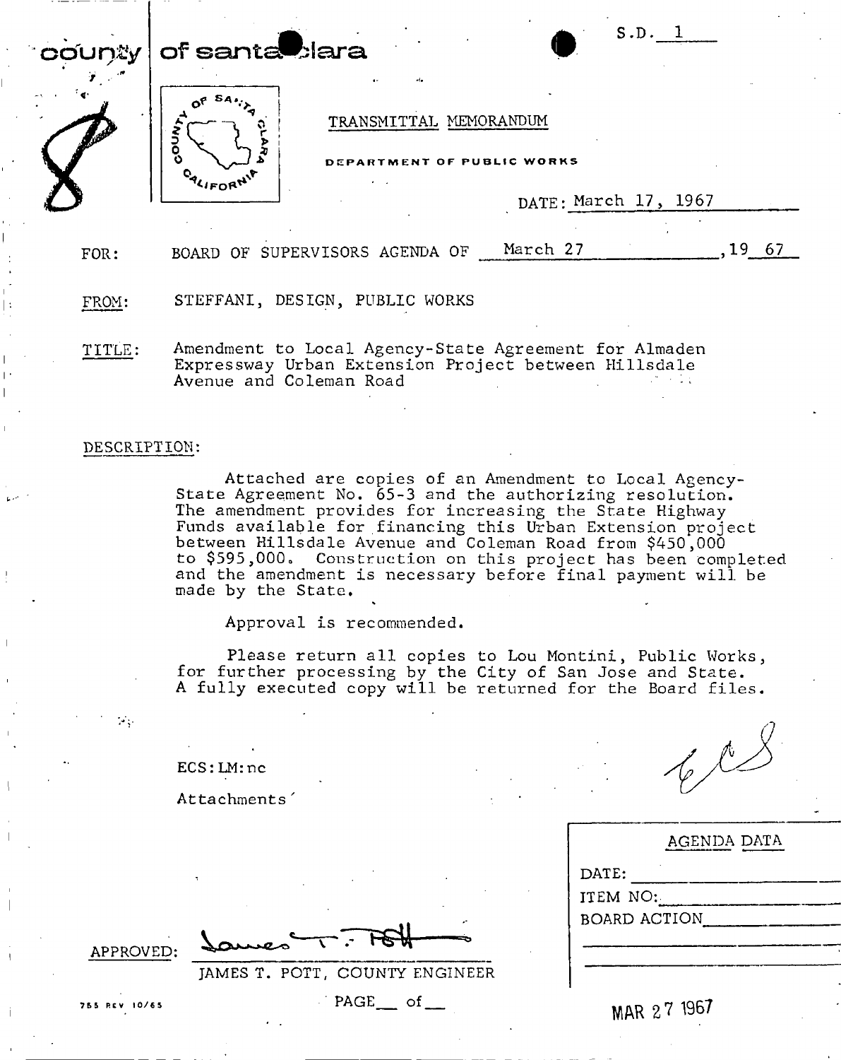county | of santa clara

S.D. 1

TRANSMITTAL MEMORANDUM

DEPARTMENT OF PUBLIC WORKS

DATE: March 17, 1967

FOR: BOARD OF SUPERVISORS AGENDA OF March 27, 1967

FROM: STEFFANI, DESIGN, PUBLIC WORKS

TITLE: Amendment to Local Agency-State Agreement for Almaden Expressway Urban Extension Project between Hillsdale Avenue and Coleman Road

DESCRIPTION:

Attached are copies of an Amendment to Local Agency-State Agreement No. 65-3 and the authorizing resolution. The amendment provides for increasing the State Highway Funds available for financing this Urban Extension project between Hillsdale Avenue and Coleman Road from $450,000 to $595,000. Construction on this project has been completed and the amendment is necessary before final payment will be made by the State.

Approval is recommended.

Please return all copies to Lou Montini, Public Works, for further processing by the City of San Jose and State. A fully executed copy will be returned for the Board files.

ECS:LM:nc

Attachments

| AGENDA DATA |
|---|
| DATE: |
| ITEM NO: |
| BOARD ACTION |

APPROVED: James T. Pott

JAMES T. POTT, COUNTY ENGINEER

MAR 27 1967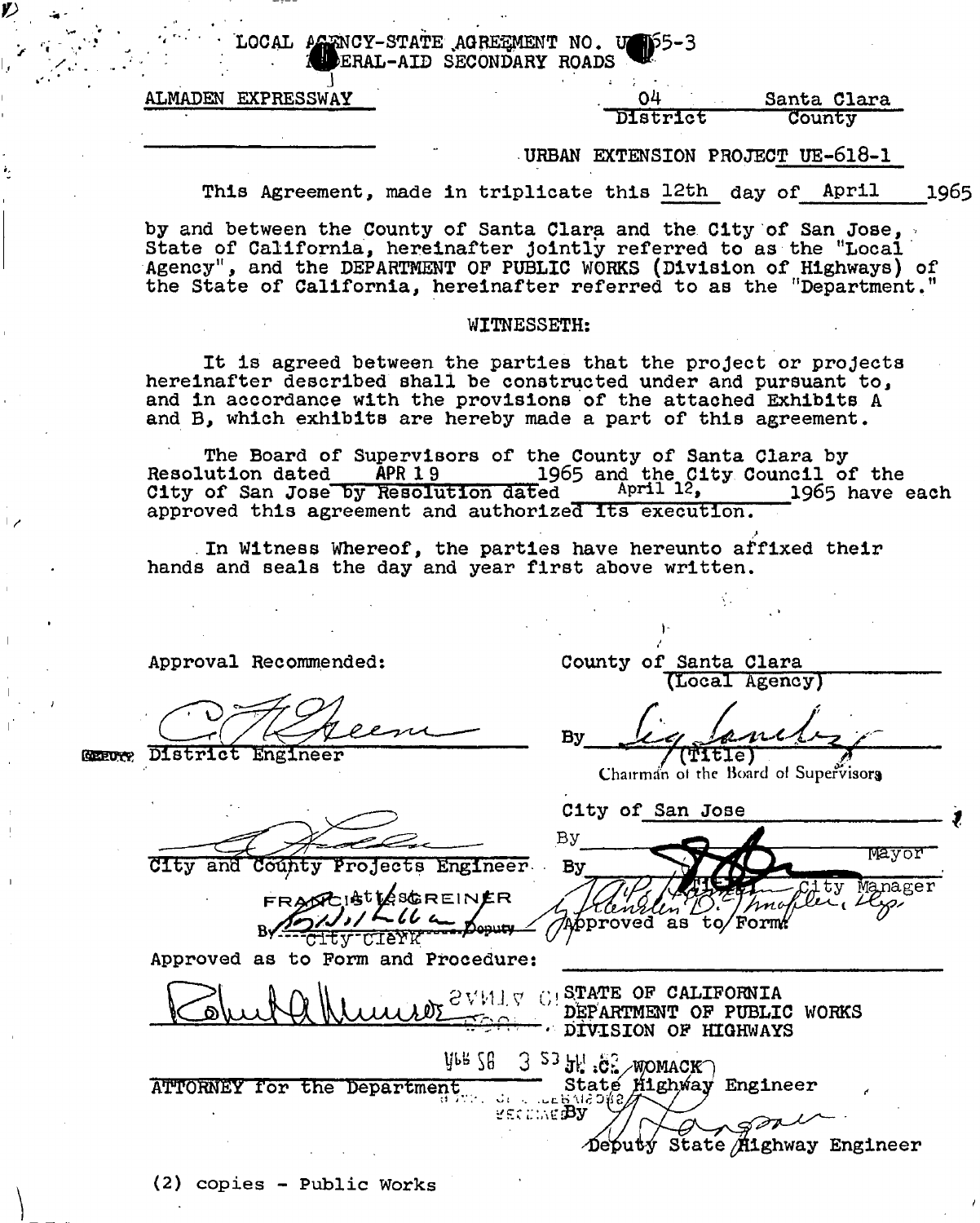LOCAL AGENCY-STATE AGREEMENT NO. U-65-3
FEDERAL-AID SECONDARY ROADS

ALMADEN EXPRESSWAY

04 District    Santa Clara County

URBAN EXTENSION PROJECT UE-618-1

This Agreement, made in triplicate this 12th day of April 1965 by and between the County of Santa Clara and the City of San Jose, State of California, hereinafter jointly referred to as the "Local Agency", and the DEPARTMENT OF PUBLIC WORKS (Division of Highways) of the State of California, hereinafter referred to as the "Department."

WITNESSETH:

It is agreed between the parties that the project or projects hereinafter described shall be constructed under and pursuant to, and in accordance with the provisions of the attached Exhibits A and B, which exhibits are hereby made a part of this agreement.

The Board of Supervisors of the County of Santa Clara by Resolution dated APR 19 1965 and the City Council of the City of San Jose by Resolution dated April 12, 1965 have each approved this agreement and authorized its execution.

In Witness Whereof, the parties have hereunto affixed their hands and seals the day and year first above written.

Approval Recommended:

DEPUTY District Engineer

City and County Projects Engineer

Attest: FRANCIS L. GREINER
By City Clerk, Deputy

Approved as to Form and Procedure:

ATTORNEY for the Department

County of Santa Clara (Local Agency)

By (Title) Chairman of the Board of Supervisors

City of San Jose

By Mayor

By City Manager

Approved as to Form

STATE OF CALIFORNIA
DEPARTMENT OF PUBLIC WORKS
DIVISION OF HIGHWAYS

J. C. WOMACK
State Highway Engineer

By Deputy State Highway Engineer

(2) copies - Public Works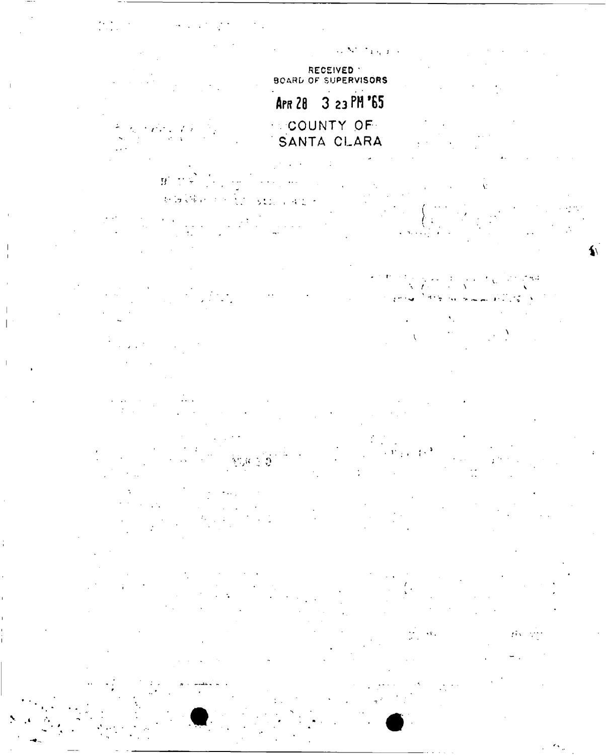RECEIVED
BOARD OF SUPERVISORS

APR 28 3 23 PM '65

COUNTY OF
SANTA CLARA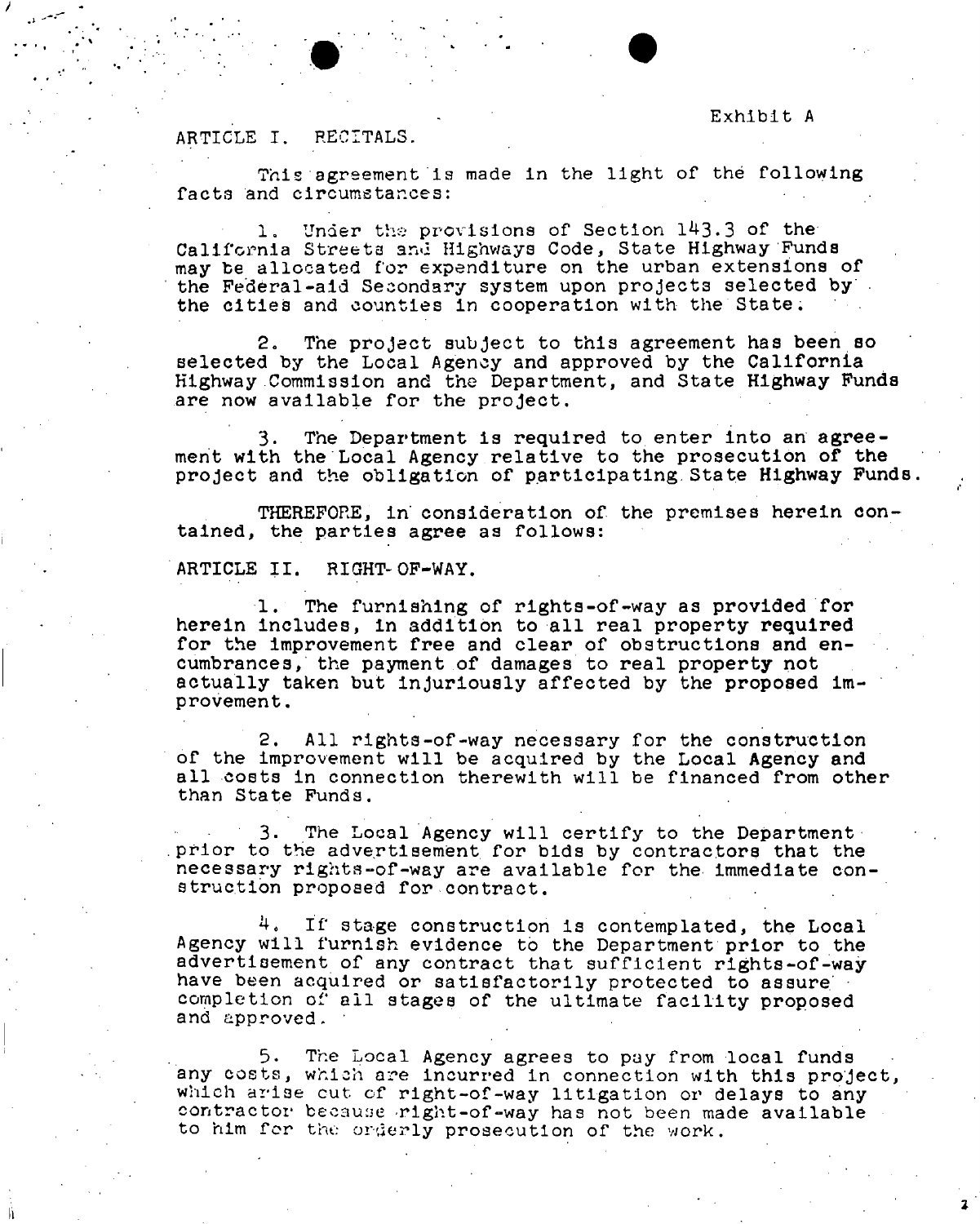Exhibit A

ARTICLE I. RECITALS.

This agreement is made in the light of the following facts and circumstances:

1. Under the provisions of Section 143.3 of the California Streets and Highways Code, State Highway Funds may be allocated for expenditure on the urban extensions of the Federal-aid Secondary system upon projects selected by the cities and counties in cooperation with the State.

2. The project subject to this agreement has been so selected by the Local Agency and approved by the California Highway Commission and the Department, and State Highway Funds are now available for the project.

3. The Department is required to enter into an agreement with the Local Agency relative to the prosecution of the project and the obligation of participating State Highway Funds.

THEREFORE, in consideration of the premises herein contained, the parties agree as follows:

ARTICLE II. RIGHT-OF-WAY.

1. The furnishing of rights-of-way as provided for herein includes, in addition to all real property required for the improvement free and clear of obstructions and encumbrances, the payment of damages to real property not actually taken but injuriously affected by the proposed improvement.

2. All rights-of-way necessary for the construction of the improvement will be acquired by the Local Agency and all costs in connection therewith will be financed from other than State Funds.

3. The Local Agency will certify to the Department prior to the advertisement for bids by contractors that the necessary rights-of-way are available for the immediate construction proposed for contract.

4. If stage construction is contemplated, the Local Agency will furnish evidence to the Department prior to the advertisement of any contract that sufficient rights-of-way have been acquired or satisfactorily protected to assure completion of all stages of the ultimate facility proposed and approved.

5. The Local Agency agrees to pay from local funds any costs, which are incurred in connection with this project, which arise out of right-of-way litigation or delays to any contractor because right-of-way has not been made available to him for the orderly prosecution of the work.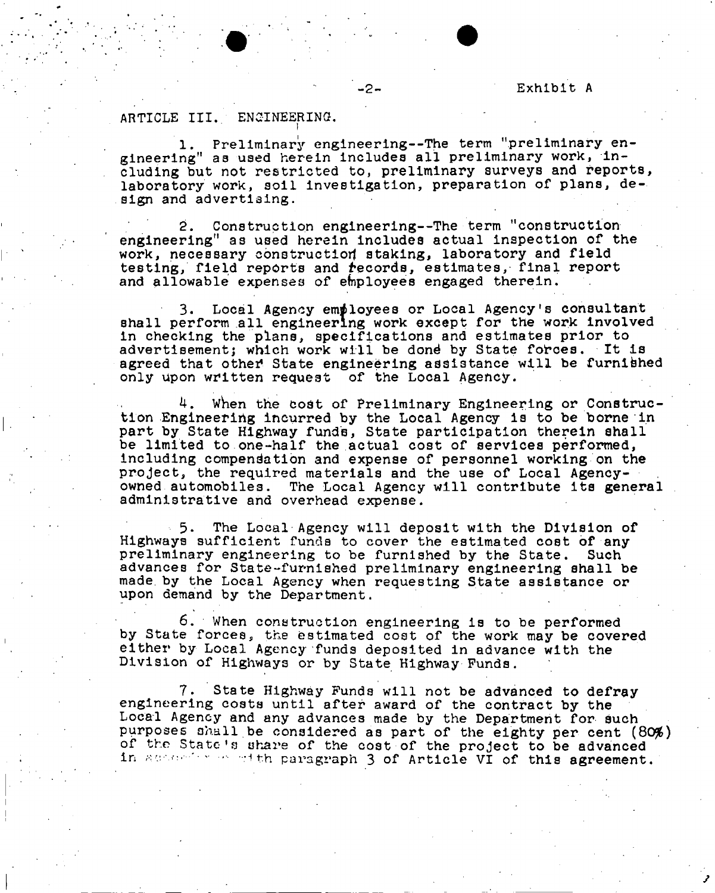Exhibit A

## ARTICLE III. ENGINEERING.

1. Preliminary engineering--The term "preliminary engineering" as used herein includes all preliminary work, including but not restricted to, preliminary surveys and reports, laboratory work, soil investigation, preparation of plans, design and advertising.

2. Construction engineering--The term "construction engineering" as used herein includes actual inspection of the work, necessary construction staking, laboratory and field testing, field reports and records, estimates, final report and allowable expenses of employees engaged therein.

3. Local Agency employees or Local Agency's consultant shall perform all engineering work except for the work involved in checking the plans, specifications and estimates prior to advertisement; which work will be done by State forces. It is agreed that other State engineering assistance will be furnished only upon written request of the Local Agency.

4. When the cost of Preliminary Engineering or Construction Engineering incurred by the Local Agency is to be borne in part by State Highway funds, State participation therein shall be limited to one-half the actual cost of services performed, including compensation and expense of personnel working on the project, the required materials and the use of Local Agency-owned automobiles. The Local Agency will contribute its general administrative and overhead expense.

5. The Local Agency will deposit with the Division of Highways sufficient funds to cover the estimated cost of any preliminary engineering to be furnished by the State. Such advances for State-furnished preliminary engineering shall be made by the Local Agency when requesting State assistance or upon demand by the Department.

6. When construction engineering is to be performed by State forces, the estimated cost of the work may be covered either by Local Agency funds deposited in advance with the Division of Highways or by State Highway Funds.

7. State Highway Funds will not be advanced to defray engineering costs until after award of the contract by the Local Agency and any advances made by the Department for such purposes shall be considered as part of the eighty per cent (80%) of the State's share of the cost of the project to be advanced in accordance with paragraph 3 of Article VI of this agreement.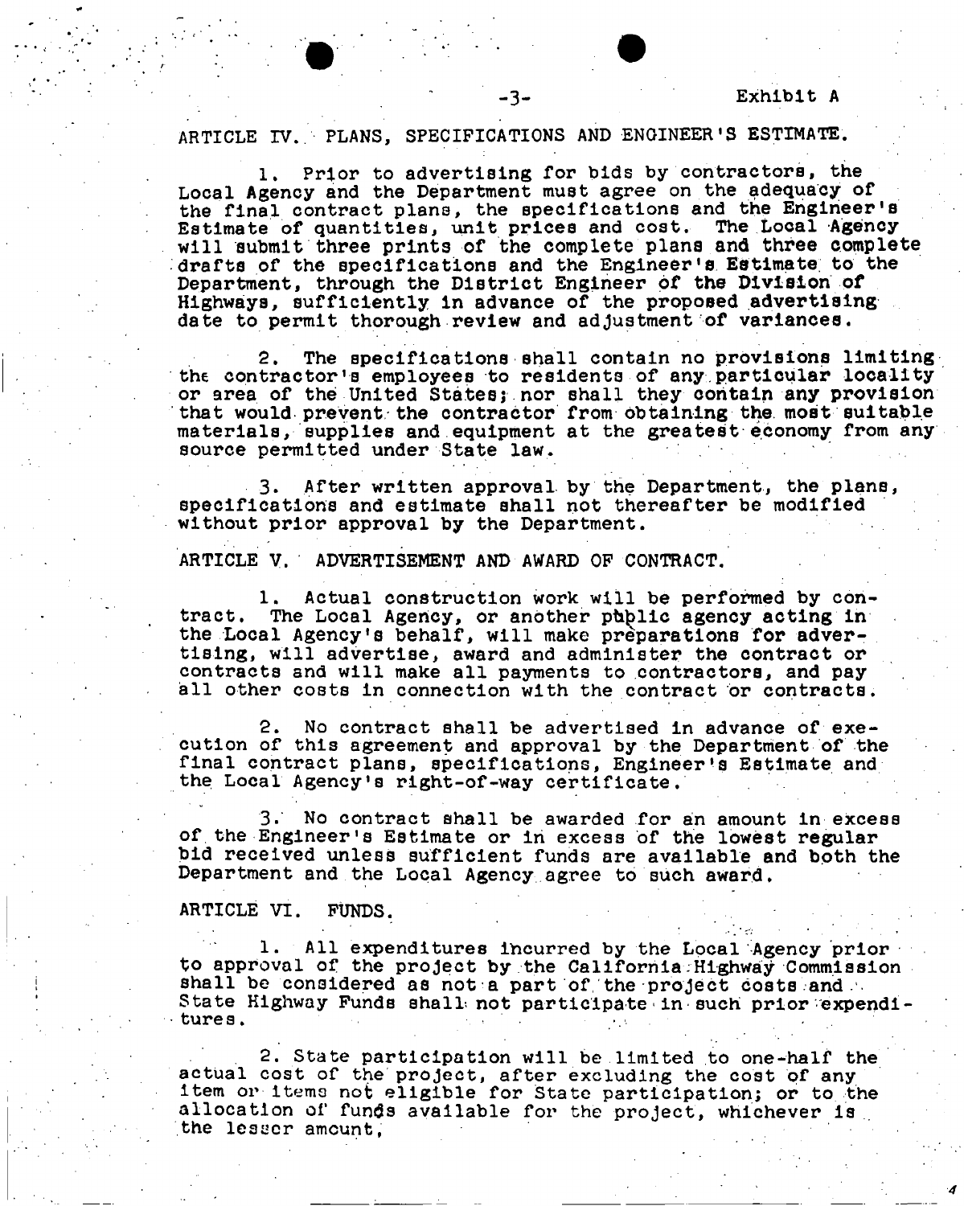Exhibit A

ARTICLE IV. PLANS, SPECIFICATIONS AND ENGINEER'S ESTIMATE.

1. Prior to advertising for bids by contractors, the Local Agency and the Department must agree on the adequacy of the final contract plans, the specifications and the Engineer's Estimate of quantities, unit prices and cost. The Local Agency will submit three prints of the complete plans and three complete drafts of the specifications and the Engineer's Estimate to the Department, through the District Engineer of the Division of Highways, sufficiently in advance of the proposed advertising date to permit thorough review and adjustment of variances.

2. The specifications shall contain no provisions limiting the contractor's employees to residents of any particular locality or area of the United States; nor shall they contain any provision that would prevent the contractor from obtaining the most suitable materials, supplies and equipment at the greatest economy from any source permitted under State law.

3. After written approval by the Department, the plans, specifications and estimate shall not thereafter be modified without prior approval by the Department.

ARTICLE V. ADVERTISEMENT AND AWARD OF CONTRACT.

1. Actual construction work will be performed by contract. The Local Agency, or another public agency acting in the Local Agency's behalf, will make preparations for advertising, will advertise, award and administer the contract or contracts and will make all payments to contractors, and pay all other costs in connection with the contract or contracts.

2. No contract shall be advertised in advance of execution of this agreement and approval by the Department of the final contract plans, specifications, Engineer's Estimate and the Local Agency's right-of-way certificate.

3. No contract shall be awarded for an amount in excess of the Engineer's Estimate or in excess of the lowest regular bid received unless sufficient funds are available and both the Department and the Local Agency agree to such award.

ARTICLE VI. FUNDS.

1. All expenditures incurred by the Local Agency prior to approval of the project by the California Highway Commission shall be considered as not a part of the project costs and State Highway Funds shall not participate in such prior expenditures.

2. State participation will be limited to one-half the actual cost of the project, after excluding the cost of any item or items not eligible for State participation; or to the allocation of funds available for the project, whichever is the lesser amount,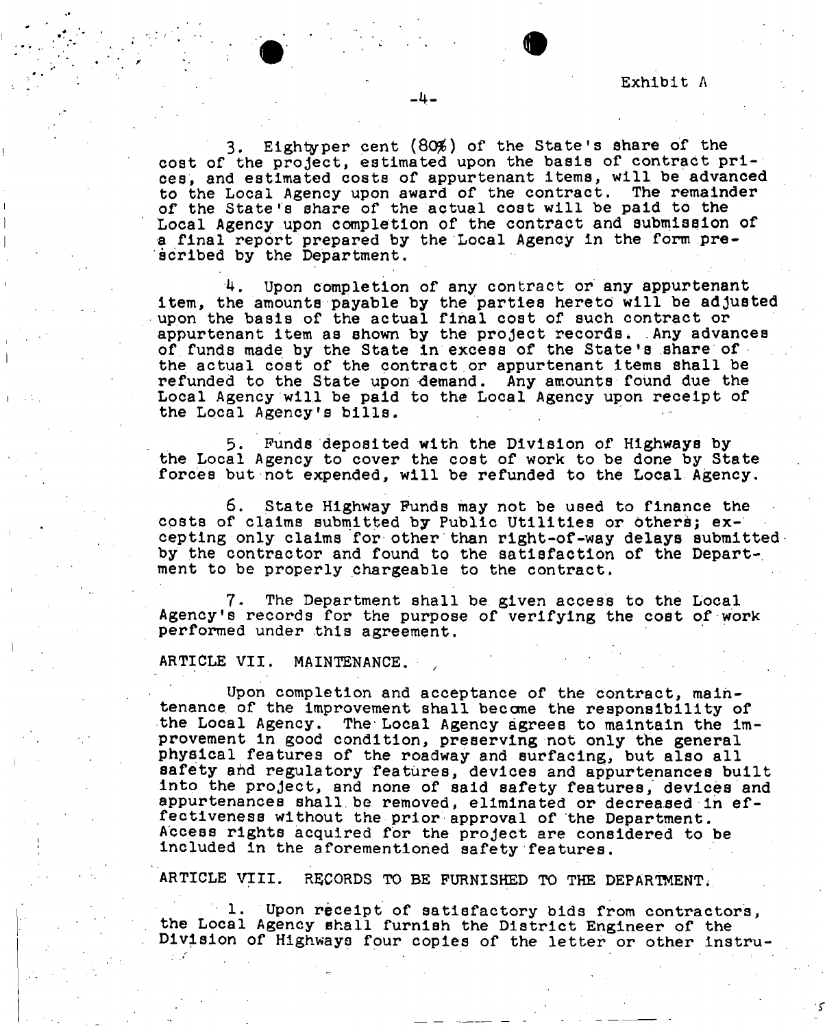Exhibit A

3. Eightyper cent (80%) of the State's share of the cost of the project, estimated upon the basis of contract prices, and estimated costs of appurtenant items, will be advanced to the Local Agency upon award of the contract. The remainder of the State's share of the actual cost will be paid to the Local Agency upon completion of the contract and submission of a final report prepared by the Local Agency in the form prescribed by the Department.

4. Upon completion of any contract or any appurtenant item, the amounts payable by the parties hereto will be adjusted upon the basis of the actual final cost of such contract or appurtenant item as shown by the project records. Any advances of funds made by the State in excess of the State's share of the actual cost of the contract or appurtenant items shall be refunded to the State upon demand. Any amounts found due the Local Agency will be paid to the Local Agency upon receipt of the Local Agency's bills.

5. Funds deposited with the Division of Highways by the Local Agency to cover the cost of work to be done by State forces but not expended, will be refunded to the Local Agency.

6. State Highway Funds may not be used to finance the costs of claims submitted by Public Utilities or others; excepting only claims for other than right-of-way delays submitted by the contractor and found to the satisfaction of the Department to be properly chargeable to the contract.

7. The Department shall be given access to the Local Agency's records for the purpose of verifying the cost of work performed under this agreement.

ARTICLE VII. MAINTENANCE.

Upon completion and acceptance of the contract, maintenance of the improvement shall become the responsibility of the Local Agency. The Local Agency agrees to maintain the improvement in good condition, preserving not only the general physical features of the roadway and surfacing, but also all safety and regulatory features, devices and appurtenances built into the project, and none of said safety features, devices and appurtenances shall be removed, eliminated or decreased in effectiveness without the prior approval of the Department. Access rights acquired for the project are considered to be included in the aforementioned safety features.

ARTICLE VIII. RECORDS TO BE FURNISHED TO THE DEPARTMENT.

1. Upon receipt of satisfactory bids from contractors, the Local Agency shall furnish the District Engineer of the Division of Highways four copies of the letter or other instru-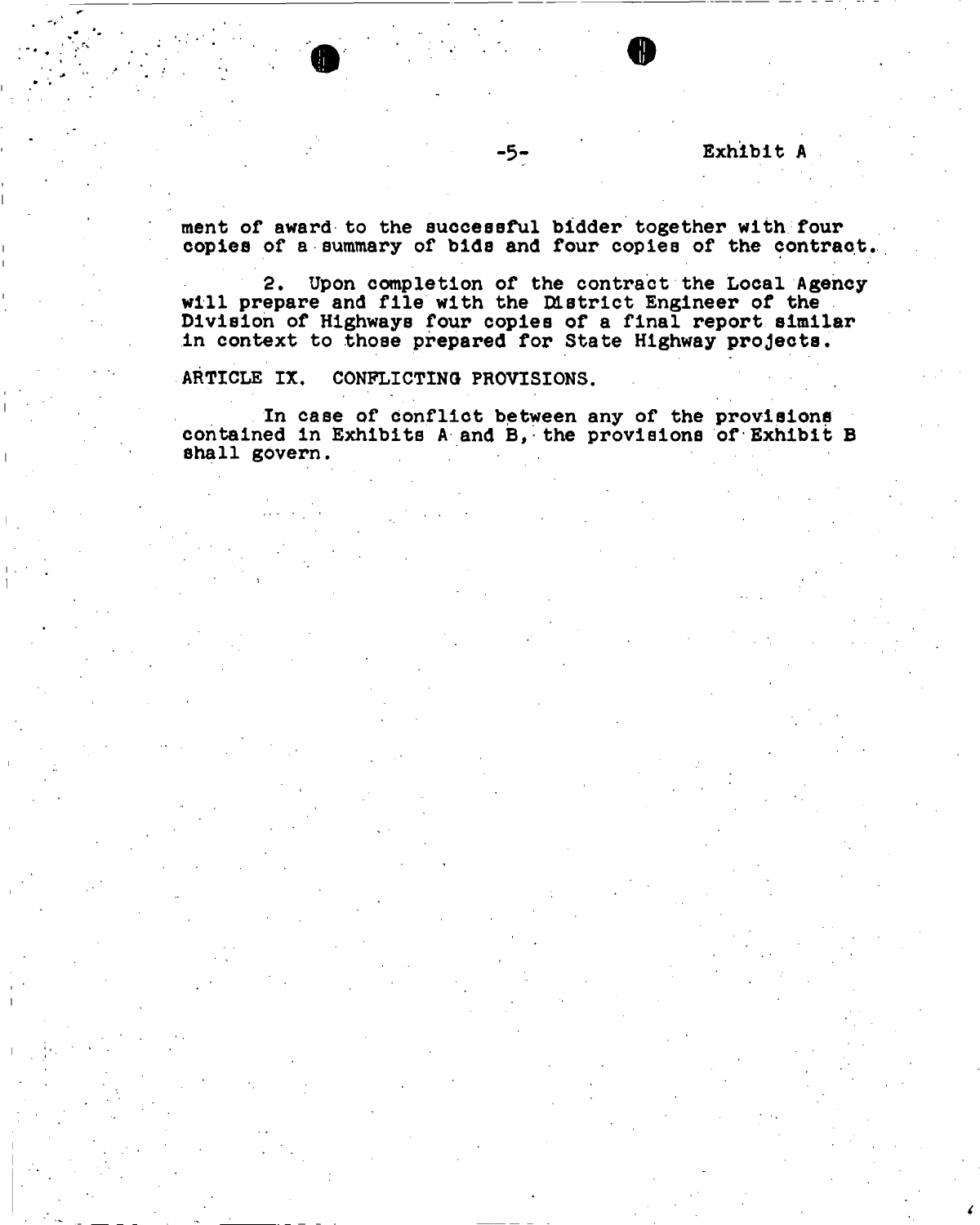ment of award to the successful bidder together with four copies of a summary of bids and four copies of the contract.

2. Upon completion of the contract the Local Agency will prepare and file with the District Engineer of the Division of Highways four copies of a final report similar in context to those prepared for State Highway projects.

ARTICLE IX. CONFLICTING PROVISIONS.

In case of conflict between any of the provisions contained in Exhibits A and B, the provisions of Exhibit B shall govern.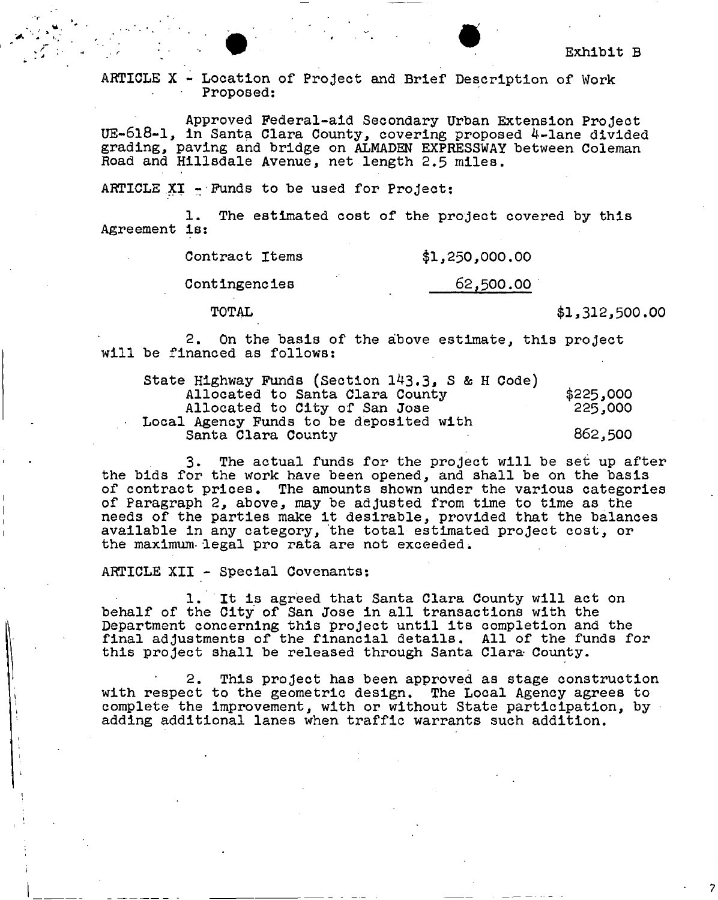Exhibit B

ARTICLE X - Location of Project and Brief Description of Work Proposed:

Approved Federal-aid Secondary Urban Extension Project UE-618-1, in Santa Clara County, covering proposed 4-lane divided grading, paving and bridge on ALMADEN EXPRESSWAY between Coleman Road and Hillsdale Avenue, net length 2.5 miles.

ARTICLE XI - Funds to be used for Project:

1. The estimated cost of the project covered by this Agreement is:

| | | |
|---|---|---|
| Contract Items | $1,250,000.00 | |
| Contingencies | 62,500.00 | |
| TOTAL | | $1,312,500.00 |

2. On the basis of the above estimate, this project will be financed as follows:

| | |
|---|---|
| State Highway Funds (Section 143.3, S & H Code) | |
| Allocated to Santa Clara County | $225,000 |
| Allocated to City of San Jose | 225,000 |
| Local Agency Funds to be deposited with Santa Clara County | 862,500 |

3. The actual funds for the project will be set up after the bids for the work have been opened, and shall be on the basis of contract prices. The amounts shown under the various categories of Paragraph 2, above, may be adjusted from time to time as the needs of the parties make it desirable, provided that the balances available in any category, the total estimated project cost, or the maximum legal pro rata are not exceeded.

ARTICLE XII - Special Covenants:

1. It is agreed that Santa Clara County will act on behalf of the City of San Jose in all transactions with the Department concerning this project until its completion and the final adjustments of the financial details. All of the funds for this project shall be released through Santa Clara County.

2. This project has been approved as stage construction with respect to the geometric design. The Local Agency agrees to complete the improvement, with or without State participation, by adding additional lanes when traffic warrants such addition.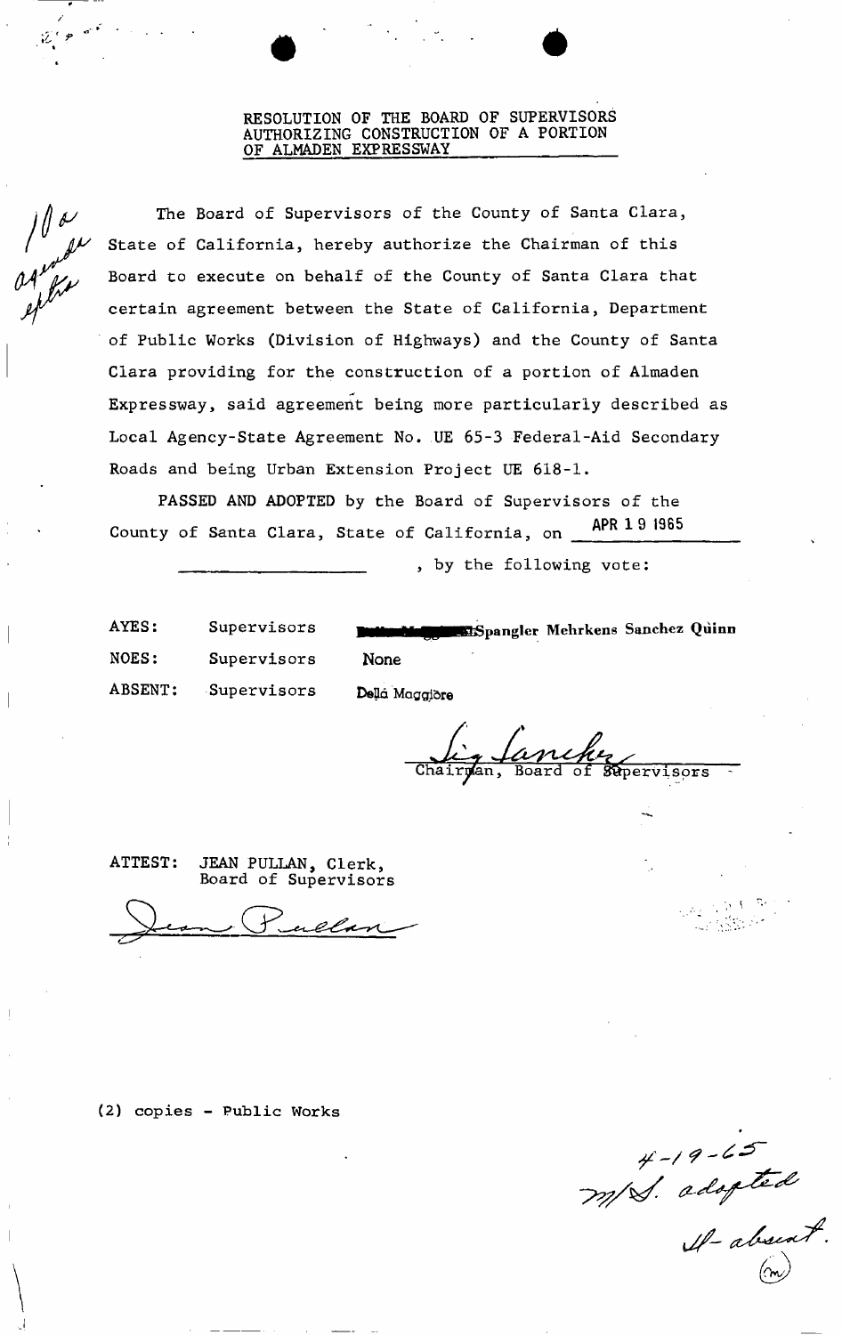# RESOLUTION OF THE BOARD OF SUPERVISORS AUTHORIZING CONSTRUCTION OF A PORTION OF ALMADEN EXPRESSWAY

10a agenda extra

The Board of Supervisors of the County of Santa Clara, State of California, hereby authorize the Chairman of this Board to execute on behalf of the County of Santa Clara that certain agreement between the State of California, Department of Public Works (Division of Highways) and the County of Santa Clara providing for the construction of a portion of Almaden Expressway, said agreement being more particularly described as Local Agency-State Agreement No. UE 65-3 Federal-Aid Secondary Roads and being Urban Extension Project UE 618-1.

**PASSED AND ADOPTED** by the Board of Supervisors of the County of Santa Clara, State of California, on APR 19 1965 \_\_\_\_\_\_\_\_\_\_\_\_\_\_\_\_, by the following vote:

| | | |
|---|---|---|
| AYES: | Supervisors | Spangler Mehrkens Sanchez Quinn |
| NOES: | Supervisors | None |
| ABSENT: | Supervisors | Della Maggiore |

Sig Sanchez
Chairman, Board of Supervisors

ATTEST: JEAN PULLAN, Clerk,
Board of Supervisors

Jean Pullan

(2) copies - Public Works

4-19-65
m/S. adopted
M- absent.
(m)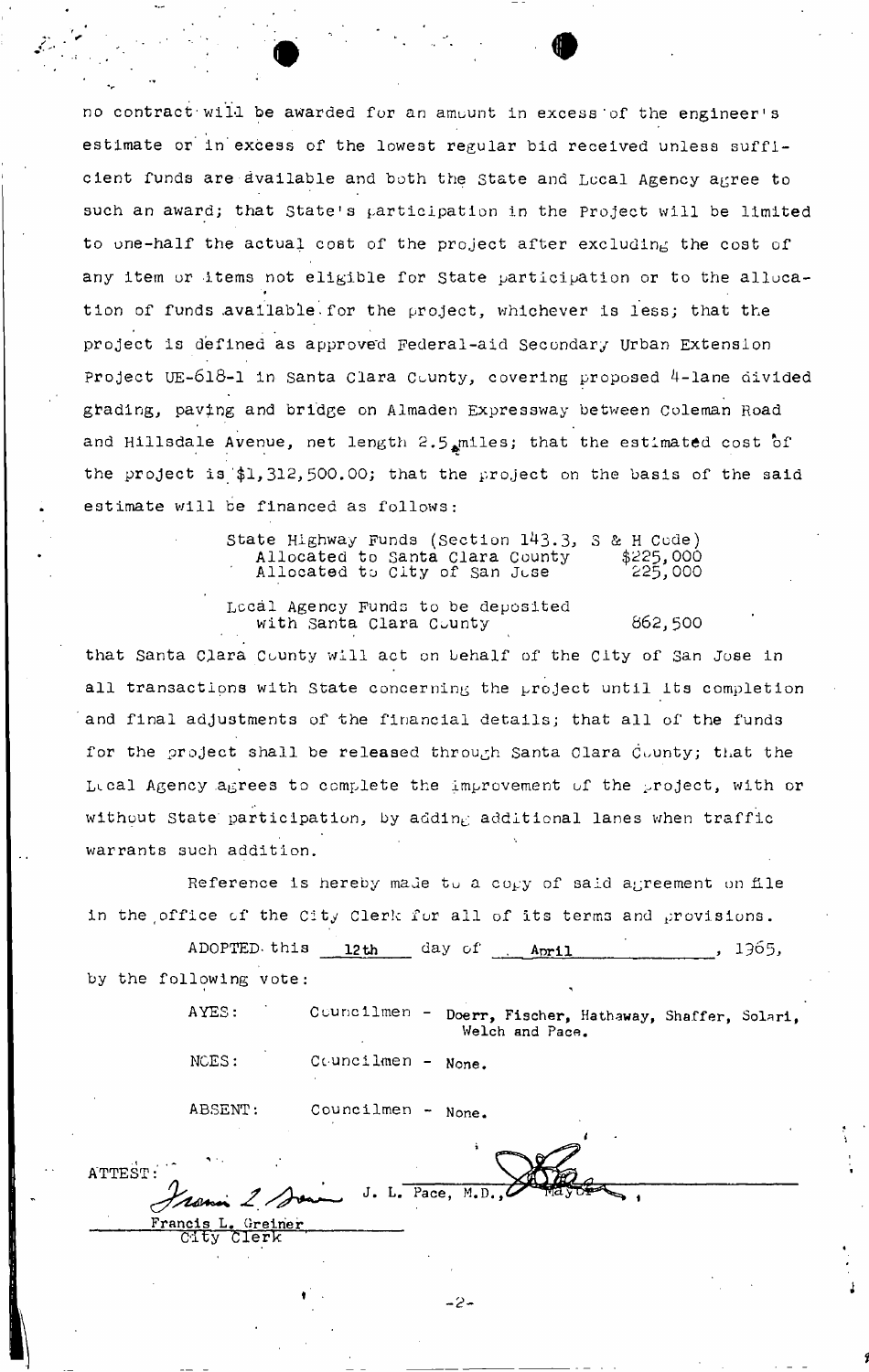no contract will be awarded for an amount in excess of the engineer's estimate or in excess of the lowest regular bid received unless sufficient funds are available and both the State and Local Agency agree to such an award; that State's participation in the Project will be limited to one-half the actual cost of the project after excluding the cost of any item or items not eligible for State participation or to the allocation of funds available for the project, whichever is less; that the project is defined as approved Federal-aid Secondary Urban Extension Project UE-618-1 in Santa Clara County, covering proposed 4-lane divided grading, paving and bridge on Almaden Expressway between Coleman Road and Hillsdale Avenue, net length 2.5 miles; that the estimated cost of the project is $1,312,500.00; that the project on the basis of the said estimate will be financed as follows:

| | |
|---|---|
| State Highway Funds (Section 143.3, S & H Code) | |
| Allocated to Santa Clara County | $225,000 |
| Allocated to City of San Jose | 225,000 |
| Local Agency Funds to be deposited with Santa Clara County | 862,500 |

that Santa Clara County will act on behalf of the City of San Jose in all transactions with State concerning the project until its completion and final adjustments of the financial details; that all of the funds for the project shall be released through Santa Clara County; that the Local Agency agrees to complete the improvement of the project, with or without State participation, by adding additional lanes when traffic warrants such addition.

Reference is hereby made to a copy of said agreement on file in the office of the City Clerk for all of its terms and provisions.

ADOPTED this 12th day of April, 1965, by the following vote:

AYES: Councilmen - Doerr, Fischer, Hathaway, Shaffer, Solari, Welch and Pace.

NOES: Councilmen - None.

ABSENT: Councilmen - None.

J. L. Pace, M.D., Mayor

ATTEST:

Francis L. Greiner
City Clerk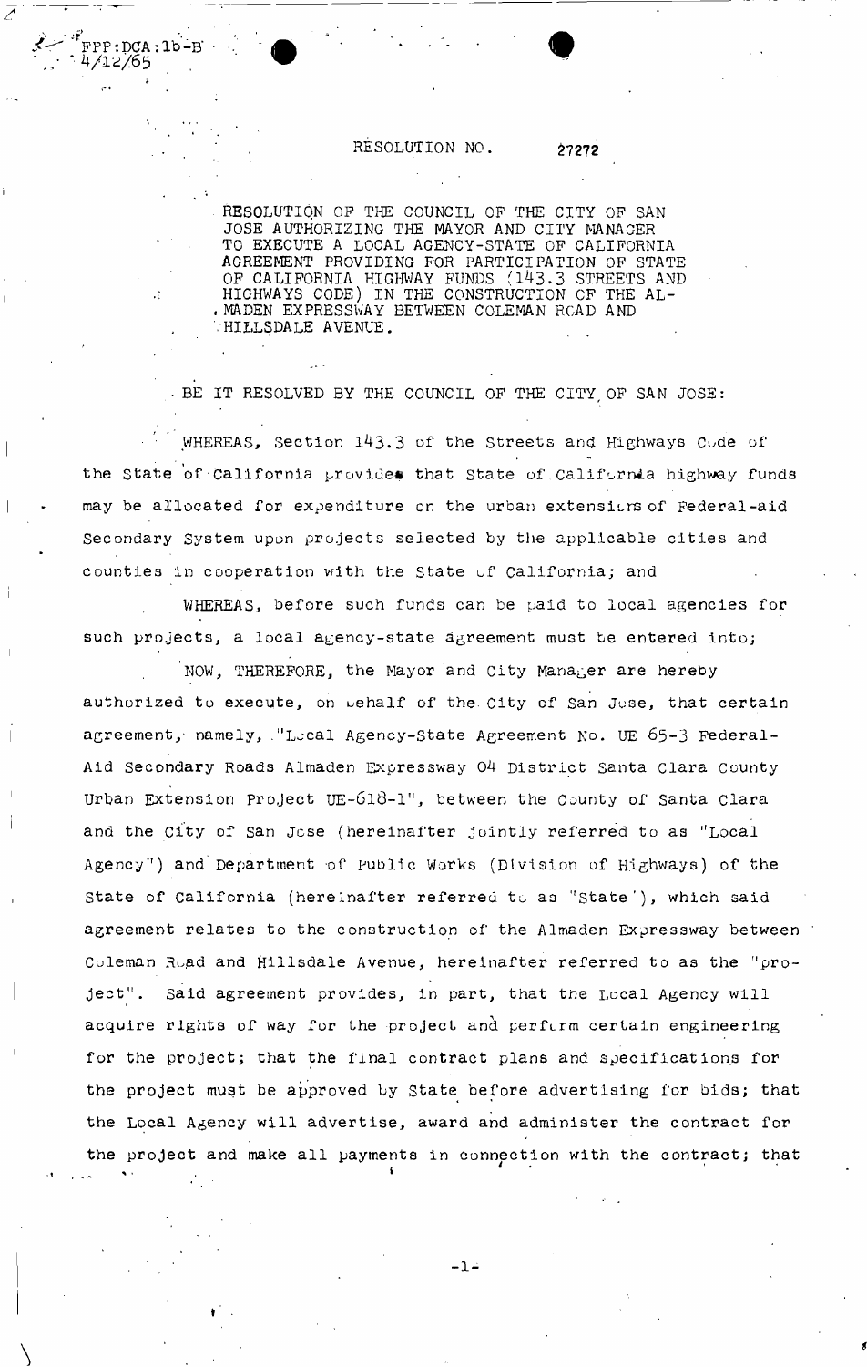FPP:DCA:lb-B
4/12/65

RESOLUTION NO. 27272

RESOLUTION OF THE COUNCIL OF THE CITY OF SAN JOSE AUTHORIZING THE MAYOR AND CITY MANAGER TO EXECUTE A LOCAL AGENCY-STATE OF CALIFORNIA AGREEMENT PROVIDING FOR PARTICIPATION OF STATE OF CALIFORNIA HIGHWAY FUNDS (143.3 STREETS AND HIGHWAYS CODE) IN THE CONSTRUCTION OF THE ALMADEN EXPRESSWAY BETWEEN COLEMAN ROAD AND HILLSDALE AVENUE.

BE IT RESOLVED BY THE COUNCIL OF THE CITY OF SAN JOSE:

WHEREAS, Section 143.3 of the Streets and Highways Code of the State of California provides that State of California highway funds may be allocated for expenditure on the urban extensions of Federal-aid Secondary System upon projects selected by the applicable cities and counties in cooperation with the State of California; and

WHEREAS, before such funds can be paid to local agencies for such projects, a local agency-state agreement must be entered into;

NOW, THEREFORE, the Mayor and City Manager are hereby authorized to execute, on behalf of the City of San Jose, that certain agreement, namely, "Local Agency-State Agreement No. UE 65-3 Federal-Aid Secondary Roads Almaden Expressway 04 District Santa Clara County Urban Extension Project UE-618-1", between the County of Santa Clara and the City of San Jose (hereinafter jointly referred to as "Local Agency") and Department of Public Works (Division of Highways) of the State of California (hereinafter referred to as "State"), which said agreement relates to the construction of the Almaden Expressway between Coleman Road and Hillsdale Avenue, hereinafter referred to as the "project". Said agreement provides, in part, that the Local Agency will acquire rights of way for the project and perform certain engineering for the project; that the final contract plans and specifications for the project must be approved by State before advertising for bids; that the Local Agency will advertise, award and administer the contract for the project and make all payments in connection with the contract; that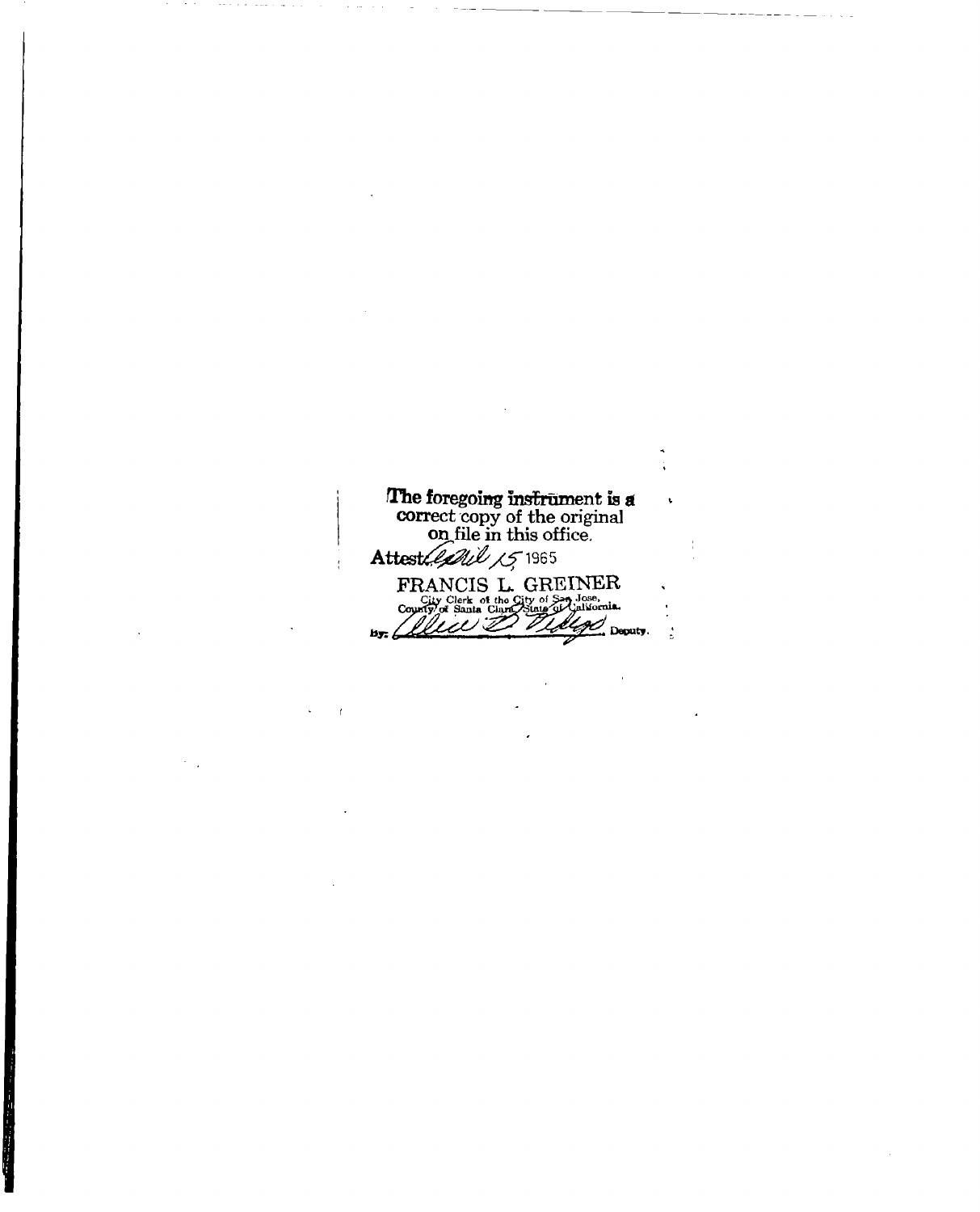The foregoing instrument is a correct copy of the original on file in this office.

Attest: April 15 1965

FRANCIS L. GREINER

City Clerk of the City of San Jose, County of Santa Clara, State of California.

By: ______________ Deputy.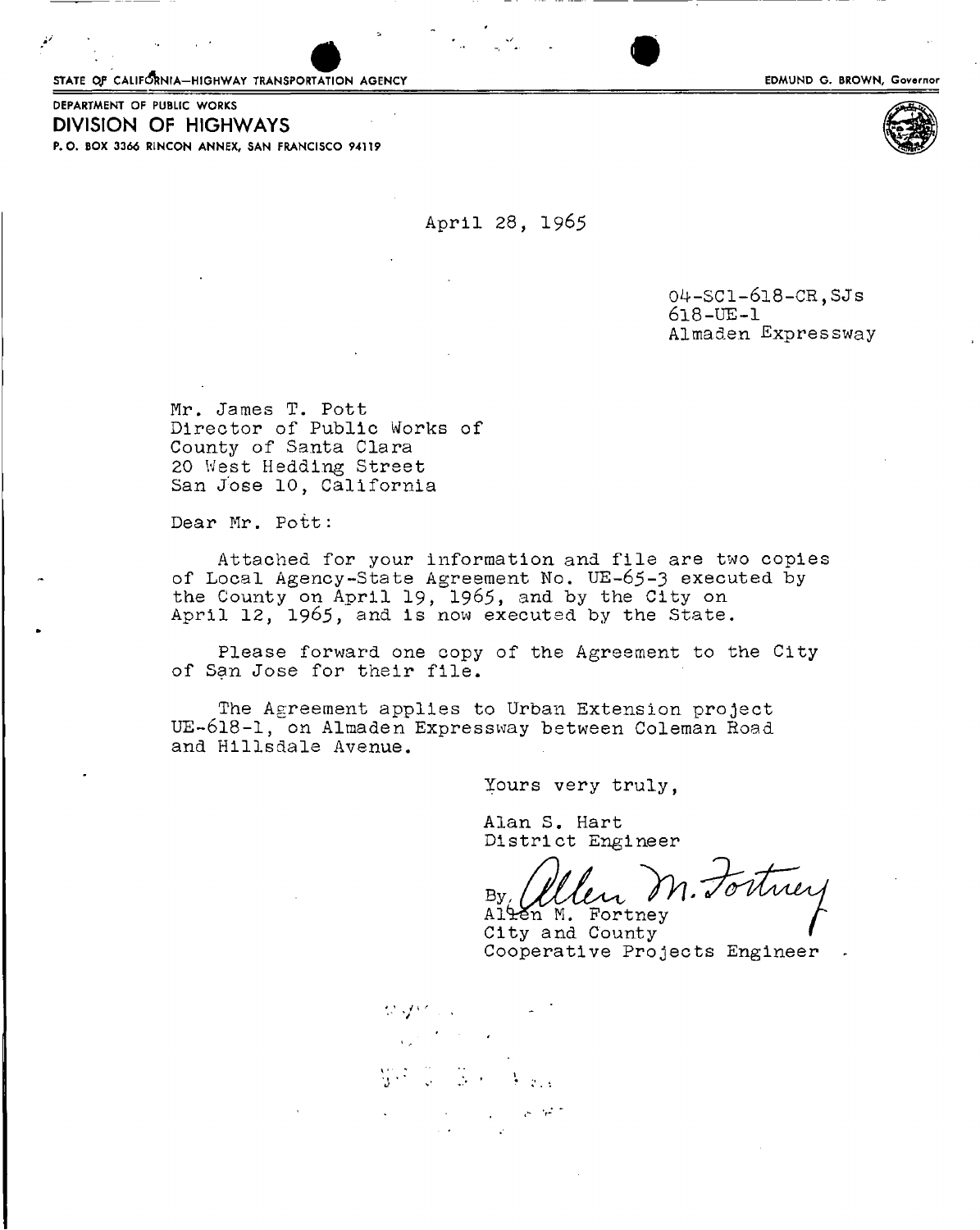STATE OF CALIFORNIA—HIGHWAY TRANSPORTATION AGENCY

EDMUND G. BROWN, Governor

DEPARTMENT OF PUBLIC WORKS

**DIVISION OF HIGHWAYS**

P. O. BOX 3366 RINCON ANNEX, SAN FRANCISCO 94119

April 28, 1965

04-SCl-618-CR,SJs
618-UE-1
Almaden Expressway

Mr. James T. Pott
Director of Public Works of
County of Santa Clara
20 West Hedding Street
San Jose 10, California

Dear Mr. Pott:

Attached for your information and file are two copies of Local Agency-State Agreement No. UE-65-3 executed by the County on April 19, 1965, and by the City on April 12, 1965, and is now executed by the State.

Please forward one copy of the Agreement to the City of San Jose for their file.

The Agreement applies to Urban Extension project UE-618-1, on Almaden Expressway between Coleman Road and Hillsdale Avenue.

Yours very truly,

Alan S. Hart
District Engineer

By Allen M. Fortney
Allen M. Fortney
City and County
Cooperative Projects Engineer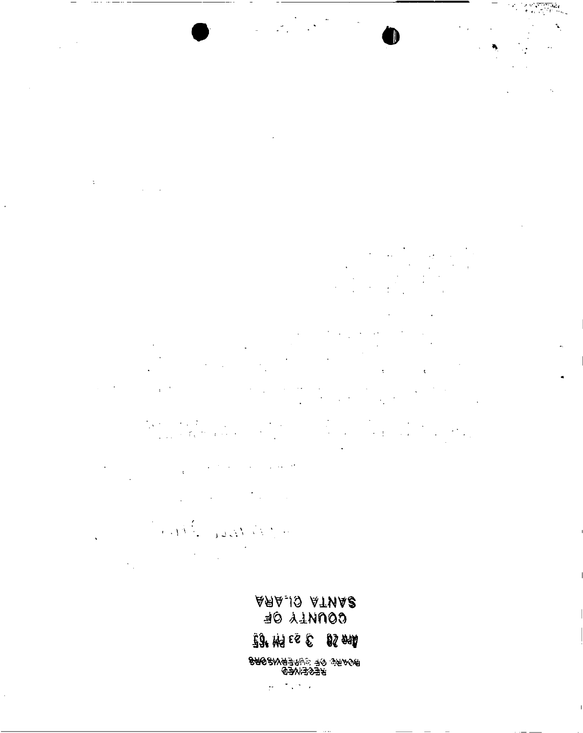RECEIVED
BOARD OF SUPERVISORS

APR 28 3 23 PM '65

COUNTY OF
SANTA CLARA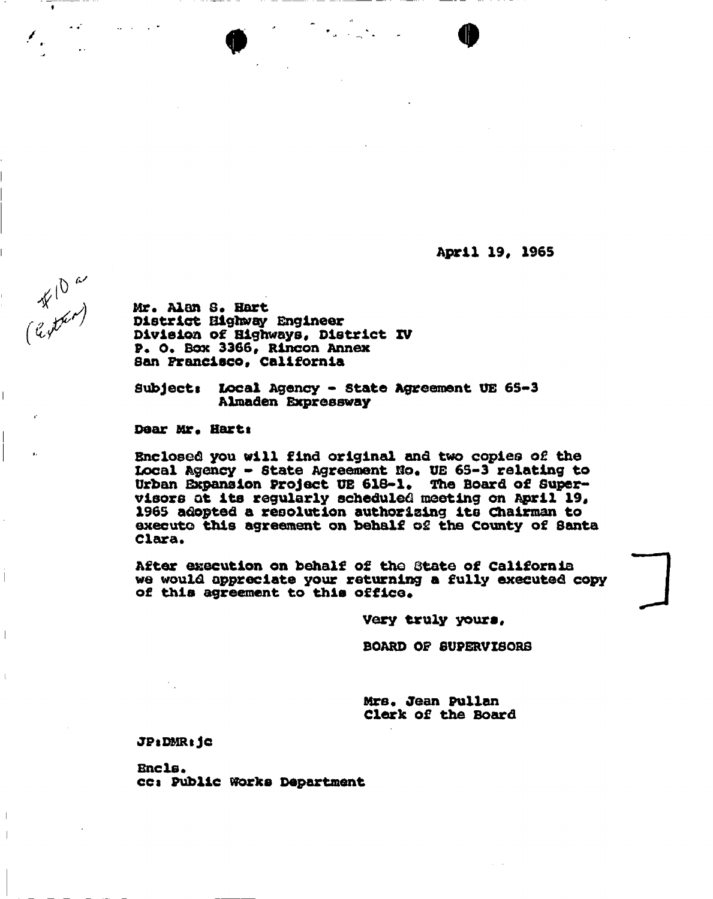April 19, 1965

#10 a
(Extra)

Mr. Alan S. Hart
District Highway Engineer
Division of Highways, District IV
P. O. Box 3366, Rincon Annex
San Francisco, California

Subject: Local Agency - State Agreement UE 65-3
Almaden Expressway

Dear Mr. Hart:

Enclosed you will find original and two copies of the Local Agency - State Agreement No. UE 65-3 relating to Urban Expansion Project UE 618-1. The Board of Supervisors at its regularly scheduled meeting on April 19, 1965 adopted a resolution authorizing its Chairman to execute this agreement on behalf of the County of Santa Clara.

After execution on behalf of the State of California we would appreciate your returning a fully executed copy of this agreement to this office.

Very truly yours,

BOARD OF SUPERVISORS

Mrs. Jean Pullan
Clerk of the Board

JP:DMR:jc

Encls.
cc: Public Works Department